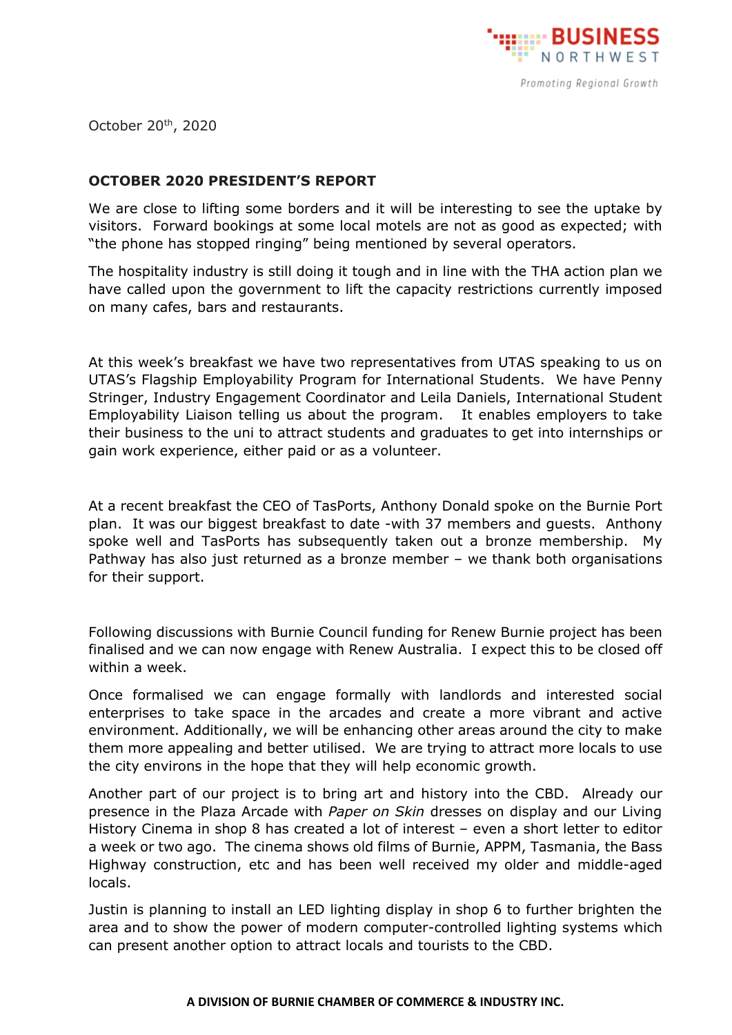October 20th, 2020

**OCTOBER 2020 PRESIDENT'S REPORT**

We are close to lifting some borders and it will be interesting to see the uptake by visitors. Forward bookings at some local motels are not as good as expected; with "the phone has stopped ringing" being mentioned by several operators.

The hospitality industry is still doing it tough and in line with the THA action plan we have called upon the government to lift the capacity restrictions currently imposed on many cafes, bars and restaurants.

At this week's breakfast we have two representatives from UTAS speaking to us on UTAS's Flagship Employability Program for International Students. We have Penny Stringer, Industry Engagement Coordinator and Leila Daniels, International Student Employability Liaison telling us about the program. It enables employers to take their business to the uni to attract students and graduates to get into internships or gain work experience, either paid or as a volunteer.

At a recent breakfast the CEO of TasPorts, Anthony Donald spoke on the Burnie Port plan. It was our biggest breakfast to date -with 37 members and guests. Anthony spoke well and TasPorts has subsequently taken out a bronze membership. My Pathway has also just returned as a bronze member – we thank both organisations for their support.

Following discussions with Burnie Council funding for Renew Burnie project has been finalised and we can now engage with Renew Australia. I expect this to be closed off within a week.

Once formalised we can engage formally with landlords and interested social enterprises to take space in the arcades and create a more vibrant and active environment. Additionally, we will be enhancing other areas around the city to make them more appealing and better utilised. We are trying to attract more locals to use the city environs in the hope that they will help economic growth.

Another part of our project is to bring art and history into the CBD. Already our presence in the Plaza Arcade with *Paper on Skin* dresses on display and our Living History Cinema in shop 8 has created a lot of interest – even a short letter to editor a week or two ago. The cinema shows old films of Burnie, APPM, Tasmania, the Bass Highway construction, etc and has been well received my older and middle-aged locals.

Justin is planning to install an LED lighting display in shop 6 to further brighten the area and to show the power of modern computer-controlled lighting systems which can present another option to attract locals and tourists to the CBD.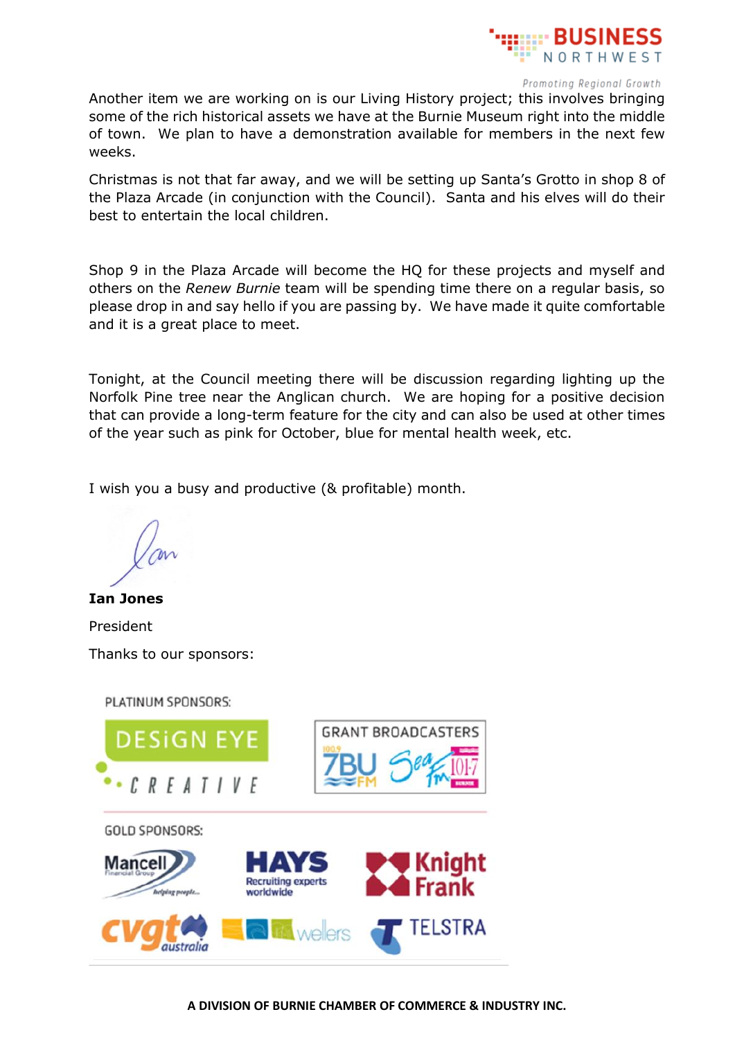Another item we are working on is our Living History project; this involves bringing some of the rich historical assets we have at the Burnie Museum right into the middle of town. We plan to have a demonstration available for members in the next few weeks.

Christmas is not that far away, and we will be setting up Santa's Grotto in shop 8 of the Plaza Arcade (in conjunction with the Council). Santa and his elves will do their best to entertain the local children.

Shop 9 in the Plaza Arcade will become the HQ for these projects and myself and others on the *Renew Burnie* team will be spending time there on a regular basis, so please drop in and say hello if you are passing by. We have made it quite comfortable and it is a great place to meet.

Tonight, at the Council meeting there will be discussion regarding lighting up the Norfolk Pine tree near the Anglican church. We are hoping for a positive decision that can provide a long-term feature for the city and can also be used at other times of the year such as pink for October, blue for mental health week, etc.

I wish you a busy and productive (& profitable) month.

**Ian Jones**

President

Thanks to our sponsors:

PLATINUM SPONSORS:

DESiGN EYE CREATIVE

GRANT BROADCASTERS 7BU Sea FM 101.7

GOLD SPONSORS:

Mancell Financial Group

HAYS Recruiting experts worldwide

Knight Frank

cvgt australia

wellers

TELSTRA

A DIVISION OF BURNIE CHAMBER OF COMMERCE & INDUSTRY INC.